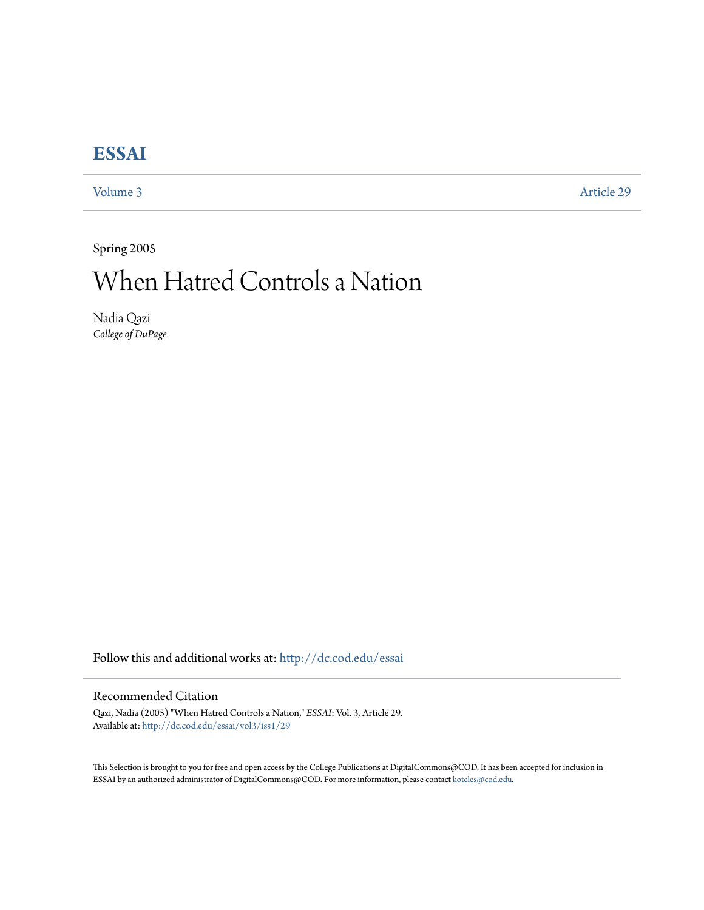# ESSAI

Volume 3 | Article 29

Spring 2005

# When Hatred Controls a Nation

Nadia Qazi
*College of DuPage*

Follow this and additional works at: http://dc.cod.edu/essai

## Recommended Citation

Qazi, Nadia (2005) "When Hatred Controls a Nation," *ESSAI*: Vol. 3, Article 29.
Available at: http://dc.cod.edu/essai/vol3/iss1/29

This Selection is brought to you for free and open access by the College Publications at DigitalCommons@COD. It has been accepted for inclusion in ESSAI by an authorized administrator of DigitalCommons@COD. For more information, please contact koteles@cod.edu.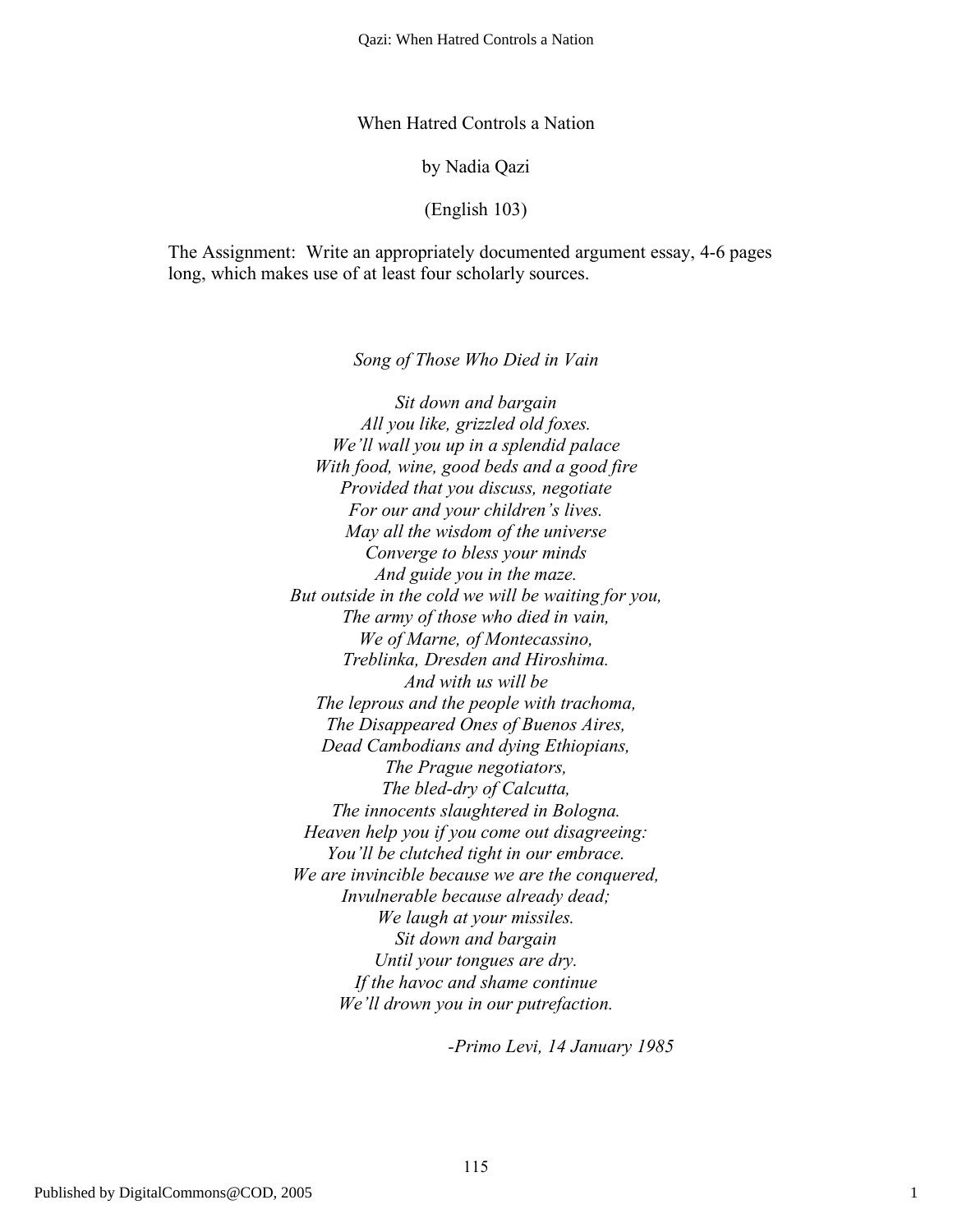When Hatred Controls a Nation

by Nadia Qazi

(English 103)

The Assignment: Write an appropriately documented argument essay, 4-6 pages long, which makes use of at least four scholarly sources.

*Song of Those Who Died in Vain*

*Sit down and bargain*
*All you like, grizzled old foxes.*
*We'll wall you up in a splendid palace*
*With food, wine, good beds and a good fire*
*Provided that you discuss, negotiate*
*For our and your children's lives.*
*May all the wisdom of the universe*
*Converge to bless your minds*
*And guide you in the maze.*
*But outside in the cold we will be waiting for you,*
*The army of those who died in vain,*
*We of Marne, of Montecassino,*
*Treblinka, Dresden and Hiroshima.*
*And with us will be*
*The leprous and the people with trachoma,*
*The Disappeared Ones of Buenos Aires,*
*Dead Cambodians and dying Ethiopians,*
*The Prague negotiators,*
*The bled-dry of Calcutta,*
*The innocents slaughtered in Bologna.*
*Heaven help you if you come out disagreeing:*
*You'll be clutched tight in our embrace.*
*We are invincible because we are the conquered,*
*Invulnerable because already dead;*
*We laugh at your missiles.*
*Sit down and bargain*
*Until your tongues are dry.*
*If the havoc and shame continue*
*We'll drown you in our putrefaction.*

*-Primo Levi, 14 January 1985*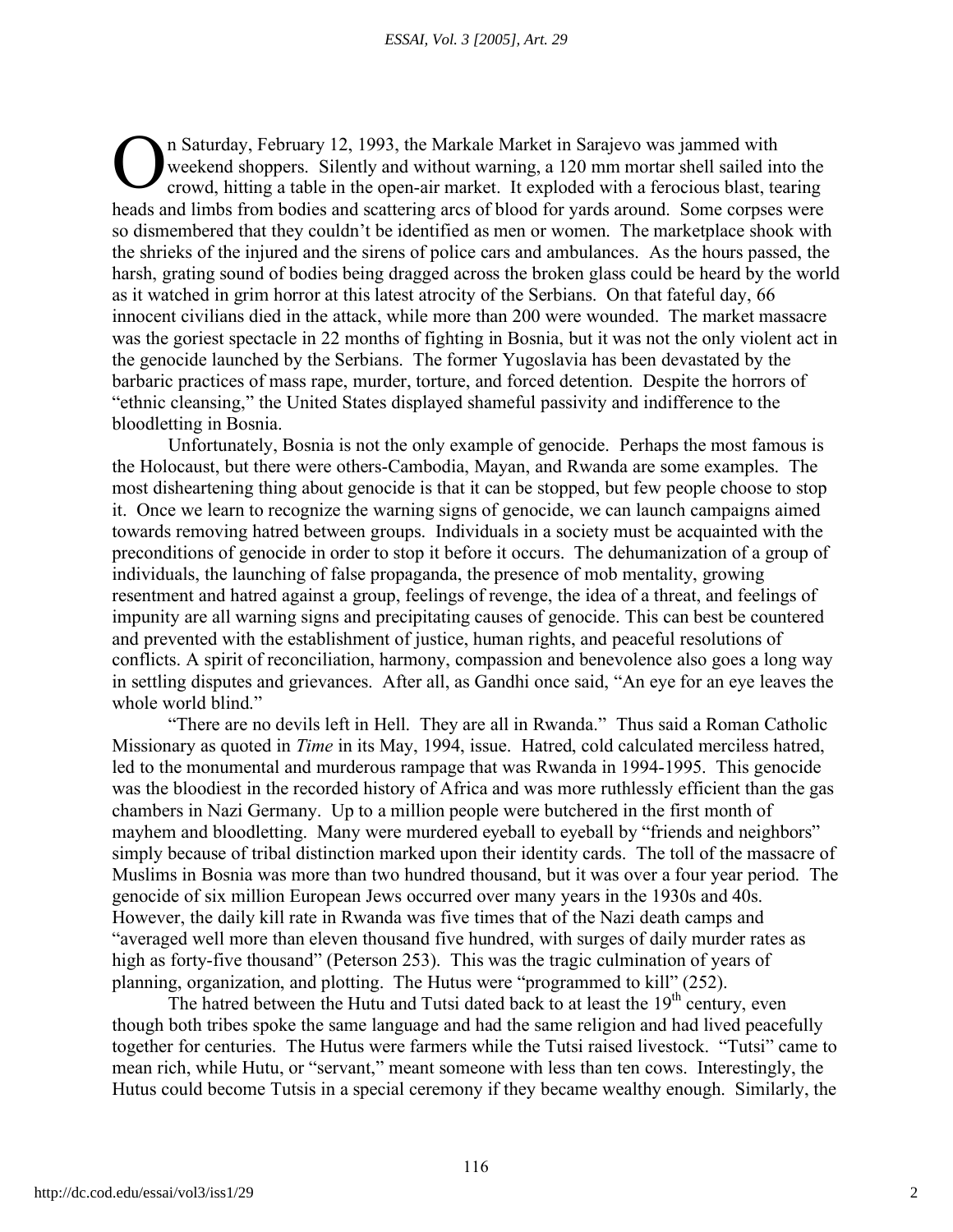On Saturday, February 12, 1993, the Markale Market in Sarajevo was jammed with weekend shoppers. Silently and without warning, a 120 mm mortar shell sailed into the crowd, hitting a table in the open-air market. It exploded with a ferocious blast, tearing heads and limbs from bodies and scattering arcs of blood for yards around. Some corpses were so dismembered that they couldn't be identified as men or women. The marketplace shook with the shrieks of the injured and the sirens of police cars and ambulances. As the hours passed, the harsh, grating sound of bodies being dragged across the broken glass could be heard by the world as it watched in grim horror at this latest atrocity of the Serbians. On that fateful day, 66 innocent civilians died in the attack, while more than 200 were wounded. The market massacre was the goriest spectacle in 22 months of fighting in Bosnia, but it was not the only violent act in the genocide launched by the Serbians. The former Yugoslavia has been devastated by the barbaric practices of mass rape, murder, torture, and forced detention. Despite the horrors of "ethnic cleansing," the United States displayed shameful passivity and indifference to the bloodletting in Bosnia.

Unfortunately, Bosnia is not the only example of genocide. Perhaps the most famous is the Holocaust, but there were others-Cambodia, Mayan, and Rwanda are some examples. The most disheartening thing about genocide is that it can be stopped, but few people choose to stop it. Once we learn to recognize the warning signs of genocide, we can launch campaigns aimed towards removing hatred between groups. Individuals in a society must be acquainted with the preconditions of genocide in order to stop it before it occurs. The dehumanization of a group of individuals, the launching of false propaganda, the presence of mob mentality, growing resentment and hatred against a group, feelings of revenge, the idea of a threat, and feelings of impunity are all warning signs and precipitating causes of genocide. This can best be countered and prevented with the establishment of justice, human rights, and peaceful resolutions of conflicts. A spirit of reconciliation, harmony, compassion and benevolence also goes a long way in settling disputes and grievances. After all, as Gandhi once said, "An eye for an eye leaves the whole world blind."

"There are no devils left in Hell. They are all in Rwanda." Thus said a Roman Catholic Missionary as quoted in *Time* in its May, 1994, issue. Hatred, cold calculated merciless hatred, led to the monumental and murderous rampage that was Rwanda in 1994-1995. This genocide was the bloodiest in the recorded history of Africa and was more ruthlessly efficient than the gas chambers in Nazi Germany. Up to a million people were butchered in the first month of mayhem and bloodletting. Many were murdered eyeball to eyeball by "friends and neighbors" simply because of tribal distinction marked upon their identity cards. The toll of the massacre of Muslims in Bosnia was more than two hundred thousand, but it was over a four year period. The genocide of six million European Jews occurred over many years in the 1930s and 40s. However, the daily kill rate in Rwanda was five times that of the Nazi death camps and "averaged well more than eleven thousand five hundred, with surges of daily murder rates as high as forty-five thousand" (Peterson 253). This was the tragic culmination of years of planning, organization, and plotting. The Hutus were "programmed to kill" (252).

The hatred between the Hutu and Tutsi dated back to at least the 19th century, even though both tribes spoke the same language and had the same religion and had lived peacefully together for centuries. The Hutus were farmers while the Tutsi raised livestock. "Tutsi" came to mean rich, while Hutu, or "servant," meant someone with less than ten cows. Interestingly, the Hutus could become Tutsis in a special ceremony if they became wealthy enough. Similarly, the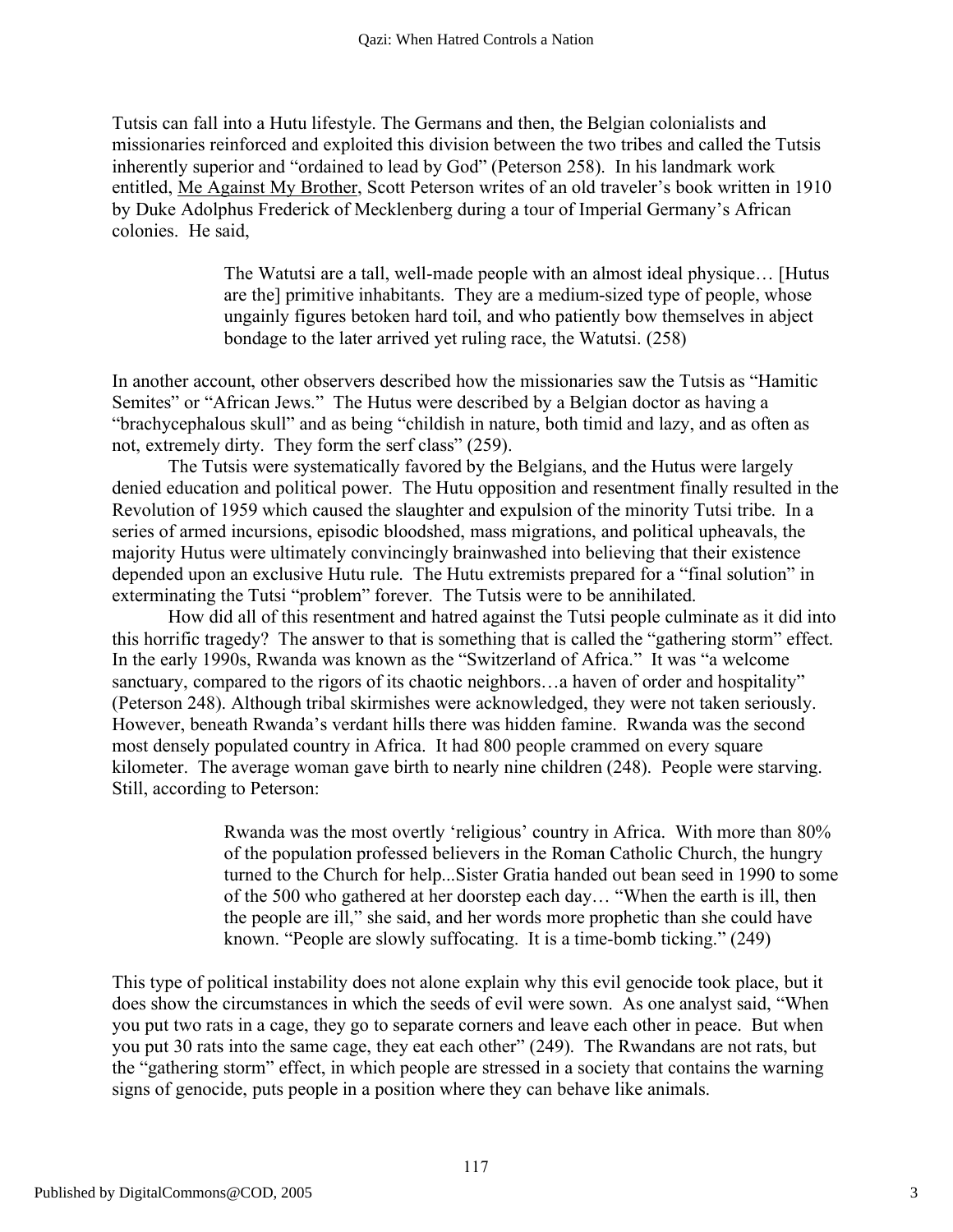Tutsis can fall into a Hutu lifestyle. The Germans and then, the Belgian colonialists and missionaries reinforced and exploited this division between the two tribes and called the Tutsis inherently superior and "ordained to lead by God" (Peterson 258). In his landmark work entitled, Me Against My Brother, Scott Peterson writes of an old traveler's book written in 1910 by Duke Adolphus Frederick of Mecklenberg during a tour of Imperial Germany's African colonies. He said,

> The Watutsi are a tall, well-made people with an almost ideal physique… [Hutus are the] primitive inhabitants. They are a medium-sized type of people, whose ungainly figures betoken hard toil, and who patiently bow themselves in abject bondage to the later arrived yet ruling race, the Watutsi. (258)

In another account, other observers described how the missionaries saw the Tutsis as "Hamitic Semites" or "African Jews." The Hutus were described by a Belgian doctor as having a "brachycephalous skull" and as being "childish in nature, both timid and lazy, and as often as not, extremely dirty. They form the serf class" (259).

The Tutsis were systematically favored by the Belgians, and the Hutus were largely denied education and political power. The Hutu opposition and resentment finally resulted in the Revolution of 1959 which caused the slaughter and expulsion of the minority Tutsi tribe. In a series of armed incursions, episodic bloodshed, mass migrations, and political upheavals, the majority Hutus were ultimately convincingly brainwashed into believing that their existence depended upon an exclusive Hutu rule. The Hutu extremists prepared for a "final solution" in exterminating the Tutsi "problem" forever. The Tutsis were to be annihilated.

How did all of this resentment and hatred against the Tutsi people culminate as it did into this horrific tragedy? The answer to that is something that is called the "gathering storm" effect. In the early 1990s, Rwanda was known as the "Switzerland of Africa." It was "a welcome sanctuary, compared to the rigors of its chaotic neighbors…a haven of order and hospitality" (Peterson 248). Although tribal skirmishes were acknowledged, they were not taken seriously. However, beneath Rwanda's verdant hills there was hidden famine. Rwanda was the second most densely populated country in Africa. It had 800 people crammed on every square kilometer. The average woman gave birth to nearly nine children (248). People were starving. Still, according to Peterson:

> Rwanda was the most overtly 'religious' country in Africa. With more than 80% of the population professed believers in the Roman Catholic Church, the hungry turned to the Church for help...Sister Gratia handed out bean seed in 1990 to some of the 500 who gathered at her doorstep each day… "When the earth is ill, then the people are ill," she said, and her words more prophetic than she could have known. "People are slowly suffocating. It is a time-bomb ticking." (249)

This type of political instability does not alone explain why this evil genocide took place, but it does show the circumstances in which the seeds of evil were sown. As one analyst said, "When you put two rats in a cage, they go to separate corners and leave each other in peace. But when you put 30 rats into the same cage, they eat each other" (249). The Rwandans are not rats, but the "gathering storm" effect, in which people are stressed in a society that contains the warning signs of genocide, puts people in a position where they can behave like animals.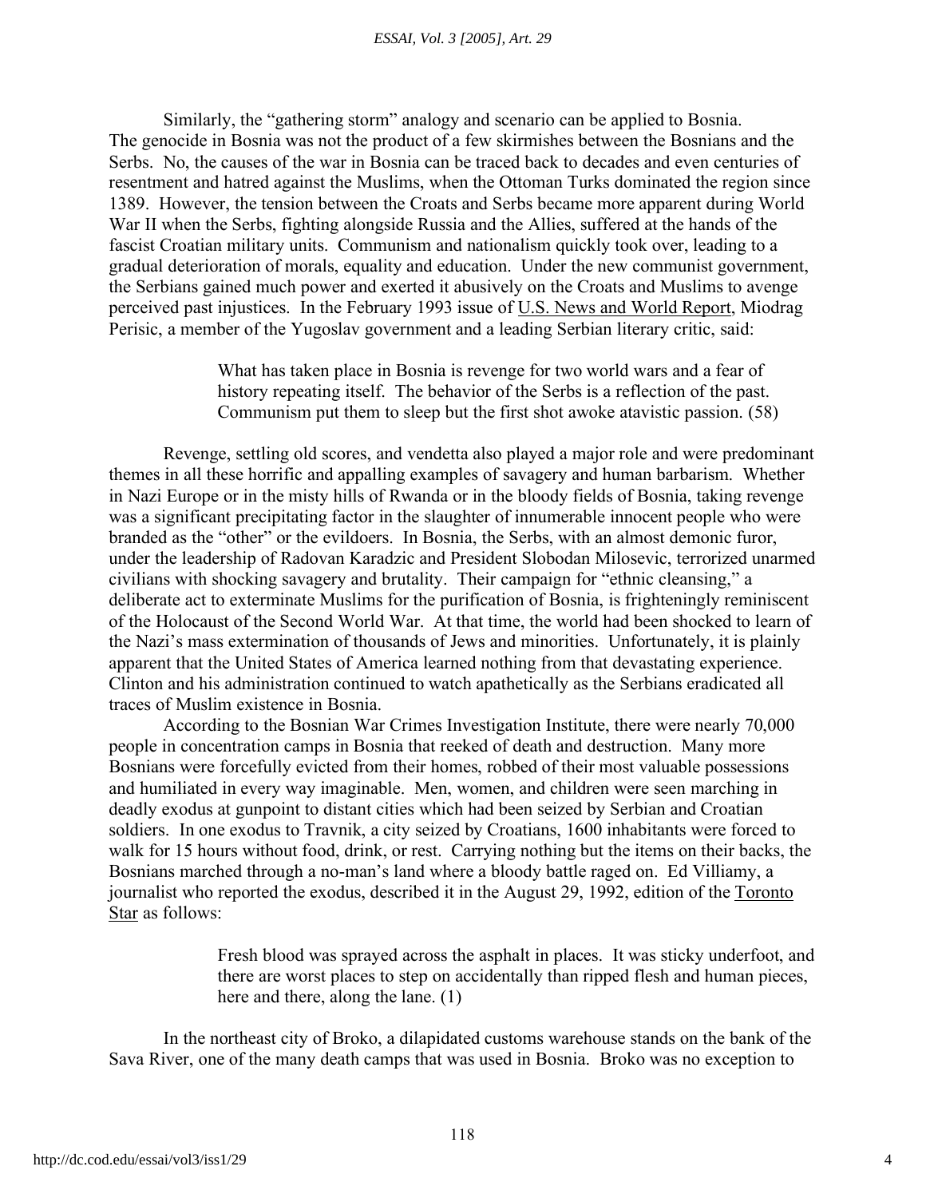Similarly, the "gathering storm" analogy and scenario can be applied to Bosnia. The genocide in Bosnia was not the product of a few skirmishes between the Bosnians and the Serbs. No, the causes of the war in Bosnia can be traced back to decades and even centuries of resentment and hatred against the Muslims, when the Ottoman Turks dominated the region since 1389. However, the tension between the Croats and Serbs became more apparent during World War II when the Serbs, fighting alongside Russia and the Allies, suffered at the hands of the fascist Croatian military units. Communism and nationalism quickly took over, leading to a gradual deterioration of morals, equality and education. Under the new communist government, the Serbians gained much power and exerted it abusively on the Croats and Muslims to avenge perceived past injustices. In the February 1993 issue of U.S. News and World Report, Miodrag Perisic, a member of the Yugoslav government and a leading Serbian literary critic, said:

> What has taken place in Bosnia is revenge for two world wars and a fear of history repeating itself. The behavior of the Serbs is a reflection of the past. Communism put them to sleep but the first shot awoke atavistic passion. (58)

Revenge, settling old scores, and vendetta also played a major role and were predominant themes in all these horrific and appalling examples of savagery and human barbarism. Whether in Nazi Europe or in the misty hills of Rwanda or in the bloody fields of Bosnia, taking revenge was a significant precipitating factor in the slaughter of innumerable innocent people who were branded as the "other" or the evildoers. In Bosnia, the Serbs, with an almost demonic furor, under the leadership of Radovan Karadzic and President Slobodan Milosevic, terrorized unarmed civilians with shocking savagery and brutality. Their campaign for "ethnic cleansing," a deliberate act to exterminate Muslims for the purification of Bosnia, is frighteningly reminiscent of the Holocaust of the Second World War. At that time, the world had been shocked to learn of the Nazi's mass extermination of thousands of Jews and minorities. Unfortunately, it is plainly apparent that the United States of America learned nothing from that devastating experience. Clinton and his administration continued to watch apathetically as the Serbians eradicated all traces of Muslim existence in Bosnia.

According to the Bosnian War Crimes Investigation Institute, there were nearly 70,000 people in concentration camps in Bosnia that reeked of death and destruction. Many more Bosnians were forcefully evicted from their homes, robbed of their most valuable possessions and humiliated in every way imaginable. Men, women, and children were seen marching in deadly exodus at gunpoint to distant cities which had been seized by Serbian and Croatian soldiers. In one exodus to Travnik, a city seized by Croatians, 1600 inhabitants were forced to walk for 15 hours without food, drink, or rest. Carrying nothing but the items on their backs, the Bosnians marched through a no-man's land where a bloody battle raged on. Ed Villiamy, a journalist who reported the exodus, described it in the August 29, 1992, edition of the Toronto Star as follows:

> Fresh blood was sprayed across the asphalt in places. It was sticky underfoot, and there are worst places to step on accidentally than ripped flesh and human pieces, here and there, along the lane. (1)

In the northeast city of Broko, a dilapidated customs warehouse stands on the bank of the Sava River, one of the many death camps that was used in Bosnia. Broko was no exception to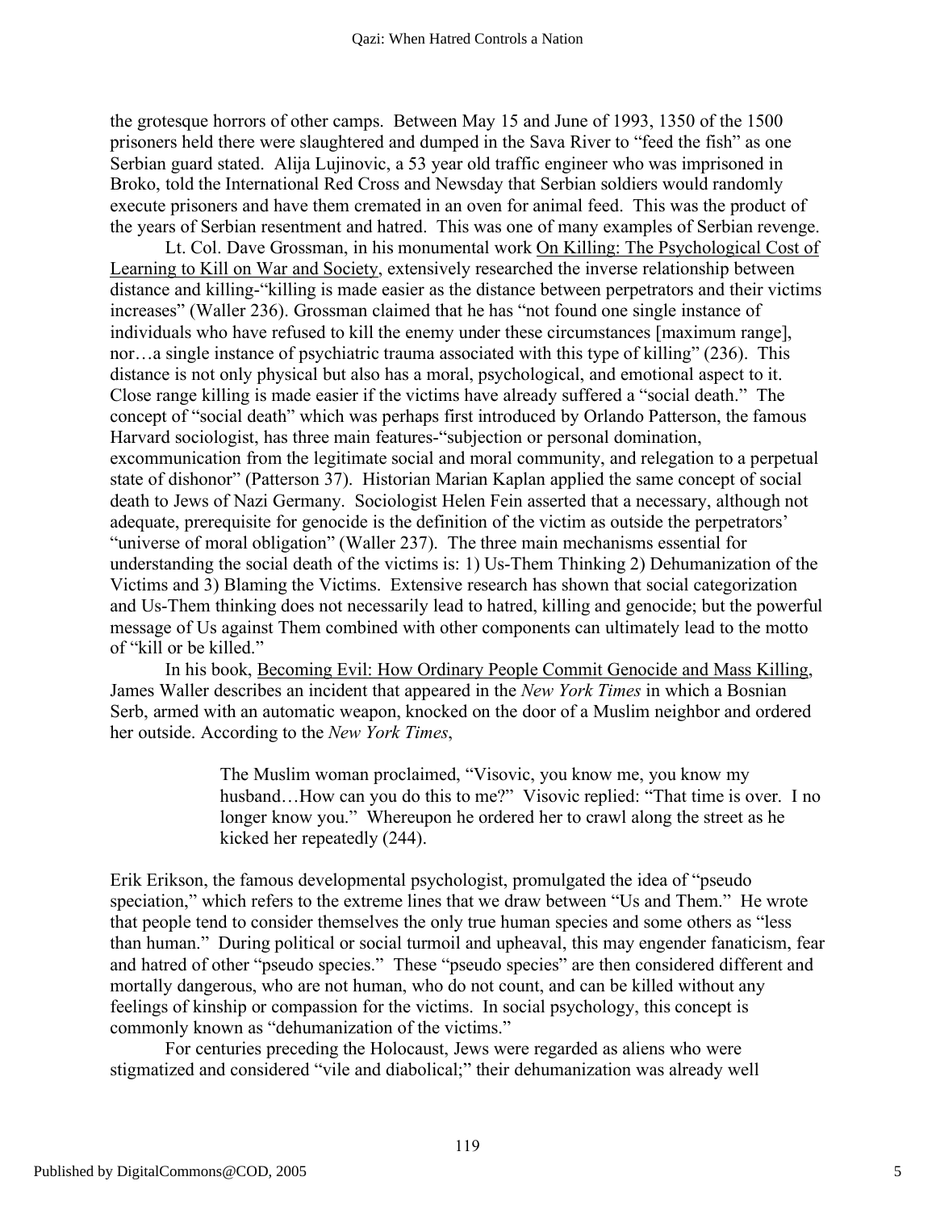the grotesque horrors of other camps. Between May 15 and June of 1993, 1350 of the 1500 prisoners held there were slaughtered and dumped in the Sava River to "feed the fish" as one Serbian guard stated. Alija Lujinovic, a 53 year old traffic engineer who was imprisoned in Broko, told the International Red Cross and Newsday that Serbian soldiers would randomly execute prisoners and have them cremated in an oven for animal feed. This was the product of the years of Serbian resentment and hatred. This was one of many examples of Serbian revenge.

Lt. Col. Dave Grossman, in his monumental work On Killing: The Psychological Cost of Learning to Kill on War and Society, extensively researched the inverse relationship between distance and killing-"killing is made easier as the distance between perpetrators and their victims increases" (Waller 236). Grossman claimed that he has "not found one single instance of individuals who have refused to kill the enemy under these circumstances [maximum range], nor…a single instance of psychiatric trauma associated with this type of killing" (236). This distance is not only physical but also has a moral, psychological, and emotional aspect to it. Close range killing is made easier if the victims have already suffered a "social death." The concept of "social death" which was perhaps first introduced by Orlando Patterson, the famous Harvard sociologist, has three main features-"subjection or personal domination, excommunication from the legitimate social and moral community, and relegation to a perpetual state of dishonor" (Patterson 37). Historian Marian Kaplan applied the same concept of social death to Jews of Nazi Germany. Sociologist Helen Fein asserted that a necessary, although not adequate, prerequisite for genocide is the definition of the victim as outside the perpetrators' "universe of moral obligation" (Waller 237). The three main mechanisms essential for understanding the social death of the victims is: 1) Us-Them Thinking 2) Dehumanization of the Victims and 3) Blaming the Victims. Extensive research has shown that social categorization and Us-Them thinking does not necessarily lead to hatred, killing and genocide; but the powerful message of Us against Them combined with other components can ultimately lead to the motto of "kill or be killed."

In his book, Becoming Evil: How Ordinary People Commit Genocide and Mass Killing, James Waller describes an incident that appeared in the *New York Times* in which a Bosnian Serb, armed with an automatic weapon, knocked on the door of a Muslim neighbor and ordered her outside. According to the *New York Times*,

> The Muslim woman proclaimed, "Visovic, you know me, you know my husband…How can you do this to me?" Visovic replied: "That time is over. I no longer know you." Whereupon he ordered her to crawl along the street as he kicked her repeatedly (244).

Erik Erikson, the famous developmental psychologist, promulgated the idea of "pseudo speciation," which refers to the extreme lines that we draw between "Us and Them." He wrote that people tend to consider themselves the only true human species and some others as "less than human." During political or social turmoil and upheaval, this may engender fanaticism, fear and hatred of other "pseudo species." These "pseudo species" are then considered different and mortally dangerous, who are not human, who do not count, and can be killed without any feelings of kinship or compassion for the victims. In social psychology, this concept is commonly known as "dehumanization of the victims."

For centuries preceding the Holocaust, Jews were regarded as aliens who were stigmatized and considered "vile and diabolical;" their dehumanization was already well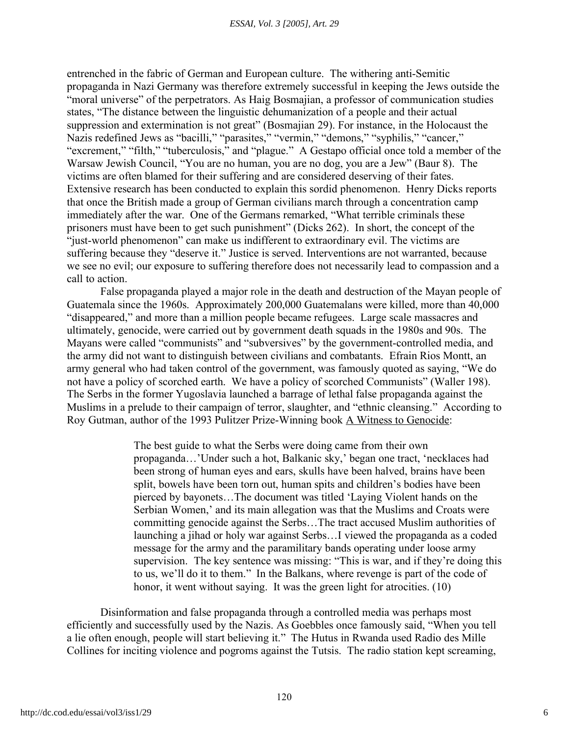entrenched in the fabric of German and European culture. The withering anti-Semitic propaganda in Nazi Germany was therefore extremely successful in keeping the Jews outside the "moral universe" of the perpetrators. As Haig Bosmajian, a professor of communication studies states, "The distance between the linguistic dehumanization of a people and their actual suppression and extermination is not great" (Bosmajian 29). For instance, in the Holocaust the Nazis redefined Jews as "bacilli," "parasites," "vermin," "demons," "syphilis," "cancer," "excrement," "filth," "tuberculosis," and "plague." A Gestapo official once told a member of the Warsaw Jewish Council, "You are no human, you are no dog, you are a Jew" (Baur 8). The victims are often blamed for their suffering and are considered deserving of their fates. Extensive research has been conducted to explain this sordid phenomenon. Henry Dicks reports that once the British made a group of German civilians march through a concentration camp immediately after the war. One of the Germans remarked, "What terrible criminals these prisoners must have been to get such punishment" (Dicks 262). In short, the concept of the "just-world phenomenon" can make us indifferent to extraordinary evil. The victims are suffering because they "deserve it." Justice is served. Interventions are not warranted, because we see no evil; our exposure to suffering therefore does not necessarily lead to compassion and a call to action.

False propaganda played a major role in the death and destruction of the Mayan people of Guatemala since the 1960s. Approximately 200,000 Guatemalans were killed, more than 40,000 "disappeared," and more than a million people became refugees. Large scale massacres and ultimately, genocide, were carried out by government death squads in the 1980s and 90s. The Mayans were called "communists" and "subversives" by the government-controlled media, and the army did not want to distinguish between civilians and combatants. Efrain Rios Montt, an army general who had taken control of the government, was famously quoted as saying, "We do not have a policy of scorched earth. We have a policy of scorched Communists" (Waller 198). The Serbs in the former Yugoslavia launched a barrage of lethal false propaganda against the Muslims in a prelude to their campaign of terror, slaughter, and "ethnic cleansing." According to Roy Gutman, author of the 1993 Pulitzer Prize-Winning book A Witness to Genocide:

> The best guide to what the Serbs were doing came from their own propaganda…'Under such a hot, Balkanic sky,' began one tract, 'necklaces had been strong of human eyes and ears, skulls have been halved, brains have been split, bowels have been torn out, human spits and children's bodies have been pierced by bayonets…The document was titled 'Laying Violent hands on the Serbian Women,' and its main allegation was that the Muslims and Croats were committing genocide against the Serbs…The tract accused Muslim authorities of launching a jihad or holy war against Serbs…I viewed the propaganda as a coded message for the army and the paramilitary bands operating under loose army supervision. The key sentence was missing: "This is war, and if they're doing this to us, we'll do it to them." In the Balkans, where revenge is part of the code of honor, it went without saying. It was the green light for atrocities. (10)

Disinformation and false propaganda through a controlled media was perhaps most efficiently and successfully used by the Nazis. As Goebbles once famously said, "When you tell a lie often enough, people will start believing it." The Hutus in Rwanda used Radio des Mille Collines for inciting violence and pogroms against the Tutsis. The radio station kept screaming,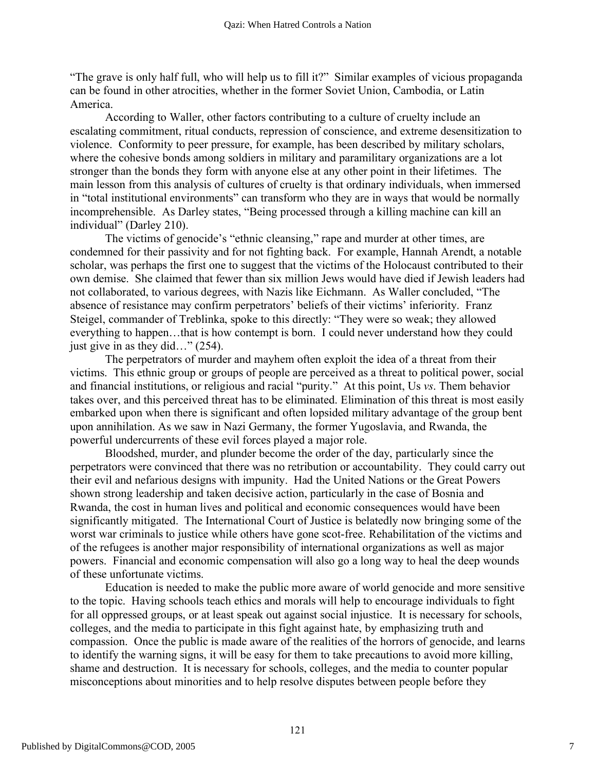"The grave is only half full, who will help us to fill it?" Similar examples of vicious propaganda can be found in other atrocities, whether in the former Soviet Union, Cambodia, or Latin America.

According to Waller, other factors contributing to a culture of cruelty include an escalating commitment, ritual conducts, repression of conscience, and extreme desensitization to violence. Conformity to peer pressure, for example, has been described by military scholars, where the cohesive bonds among soldiers in military and paramilitary organizations are a lot stronger than the bonds they form with anyone else at any other point in their lifetimes. The main lesson from this analysis of cultures of cruelty is that ordinary individuals, when immersed in "total institutional environments" can transform who they are in ways that would be normally incomprehensible. As Darley states, "Being processed through a killing machine can kill an individual" (Darley 210).

The victims of genocide's "ethnic cleansing," rape and murder at other times, are condemned for their passivity and for not fighting back. For example, Hannah Arendt, a notable scholar, was perhaps the first one to suggest that the victims of the Holocaust contributed to their own demise. She claimed that fewer than six million Jews would have died if Jewish leaders had not collaborated, to various degrees, with Nazis like Eichmann. As Waller concluded, "The absence of resistance may confirm perpetrators' beliefs of their victims' inferiority. Franz Steigel, commander of Treblinka, spoke to this directly: "They were so weak; they allowed everything to happen…that is how contempt is born. I could never understand how they could just give in as they did…" (254).

The perpetrators of murder and mayhem often exploit the idea of a threat from their victims. This ethnic group or groups of people are perceived as a threat to political power, social and financial institutions, or religious and racial "purity." At this point, Us *vs*. Them behavior takes over, and this perceived threat has to be eliminated. Elimination of this threat is most easily embarked upon when there is significant and often lopsided military advantage of the group bent upon annihilation. As we saw in Nazi Germany, the former Yugoslavia, and Rwanda, the powerful undercurrents of these evil forces played a major role.

Bloodshed, murder, and plunder become the order of the day, particularly since the perpetrators were convinced that there was no retribution or accountability. They could carry out their evil and nefarious designs with impunity. Had the United Nations or the Great Powers shown strong leadership and taken decisive action, particularly in the case of Bosnia and Rwanda, the cost in human lives and political and economic consequences would have been significantly mitigated. The International Court of Justice is belatedly now bringing some of the worst war criminals to justice while others have gone scot-free. Rehabilitation of the victims and of the refugees is another major responsibility of international organizations as well as major powers. Financial and economic compensation will also go a long way to heal the deep wounds of these unfortunate victims.

Education is needed to make the public more aware of world genocide and more sensitive to the topic. Having schools teach ethics and morals will help to encourage individuals to fight for all oppressed groups, or at least speak out against social injustice. It is necessary for schools, colleges, and the media to participate in this fight against hate, by emphasizing truth and compassion. Once the public is made aware of the realities of the horrors of genocide, and learns to identify the warning signs, it will be easy for them to take precautions to avoid more killing, shame and destruction. It is necessary for schools, colleges, and the media to counter popular misconceptions about minorities and to help resolve disputes between people before they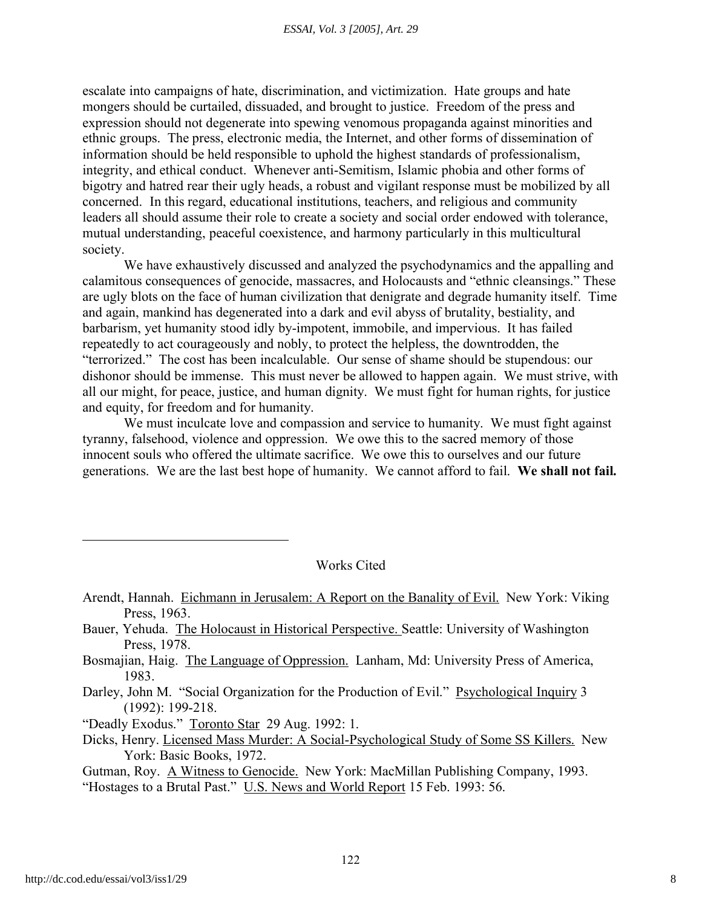escalate into campaigns of hate, discrimination, and victimization. Hate groups and hate mongers should be curtailed, dissuaded, and brought to justice. Freedom of the press and expression should not degenerate into spewing venomous propaganda against minorities and ethnic groups. The press, electronic media, the Internet, and other forms of dissemination of information should be held responsible to uphold the highest standards of professionalism, integrity, and ethical conduct. Whenever anti-Semitism, Islamic phobia and other forms of bigotry and hatred rear their ugly heads, a robust and vigilant response must be mobilized by all concerned. In this regard, educational institutions, teachers, and religious and community leaders all should assume their role to create a society and social order endowed with tolerance, mutual understanding, peaceful coexistence, and harmony particularly in this multicultural society.

We have exhaustively discussed and analyzed the psychodynamics and the appalling and calamitous consequences of genocide, massacres, and Holocausts and "ethnic cleansings." These are ugly blots on the face of human civilization that denigrate and degrade humanity itself. Time and again, mankind has degenerated into a dark and evil abyss of brutality, bestiality, and barbarism, yet humanity stood idly by-impotent, immobile, and impervious. It has failed repeatedly to act courageously and nobly, to protect the helpless, the downtrodden, the "terrorized." The cost has been incalculable. Our sense of shame should be stupendous: our dishonor should be immense. This must never be allowed to happen again. We must strive, with all our might, for peace, justice, and human dignity. We must fight for human rights, for justice and equity, for freedom and for humanity.

We must inculcate love and compassion and service to humanity. We must fight against tyranny, falsehood, violence and oppression. We owe this to the sacred memory of those innocent souls who offered the ultimate sacrifice. We owe this to ourselves and our future generations. We are the last best hope of humanity. We cannot afford to fail. **We shall not fail.**

---

Works Cited

Arendt, Hannah. Eichmann in Jerusalem: A Report on the Banality of Evil. New York: Viking Press, 1963.

Bauer, Yehuda. The Holocaust in Historical Perspective. Seattle: University of Washington Press, 1978.

Bosmajian, Haig. The Language of Oppression. Lanham, Md: University Press of America, 1983.

Darley, John M. "Social Organization for the Production of Evil." Psychological Inquiry 3 (1992): 199-218.

"Deadly Exodus." Toronto Star 29 Aug. 1992: 1.

Dicks, Henry. Licensed Mass Murder: A Social-Psychological Study of Some SS Killers. New York: Basic Books, 1972.

Gutman, Roy. A Witness to Genocide. New York: MacMillan Publishing Company, 1993.

"Hostages to a Brutal Past." U.S. News and World Report 15 Feb. 1993: 56.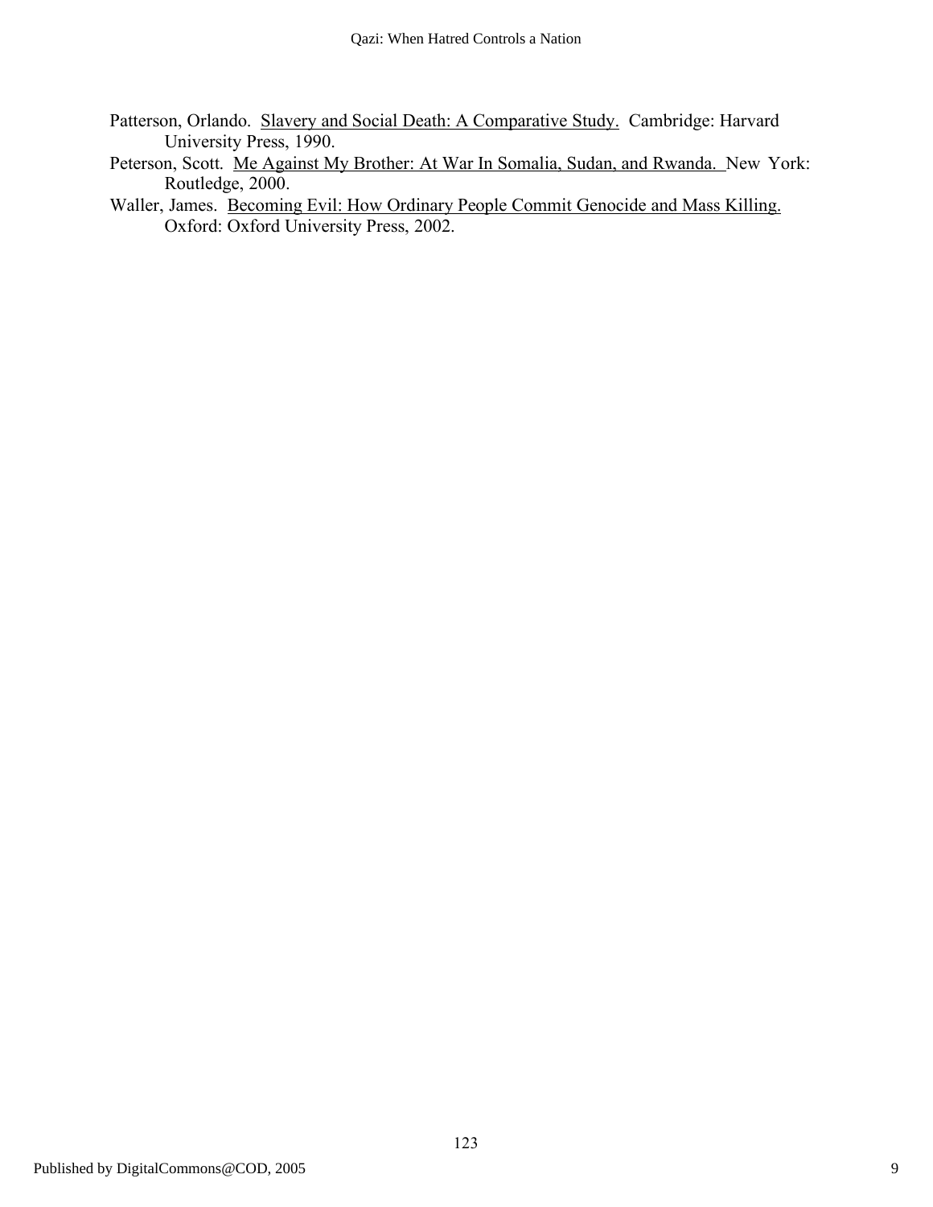Patterson, Orlando. Slavery and Social Death: A Comparative Study. Cambridge: Harvard University Press, 1990.

Peterson, Scott. Me Against My Brother: At War In Somalia, Sudan, and Rwanda. New York: Routledge, 2000.

Waller, James. Becoming Evil: How Ordinary People Commit Genocide and Mass Killing. Oxford: Oxford University Press, 2002.